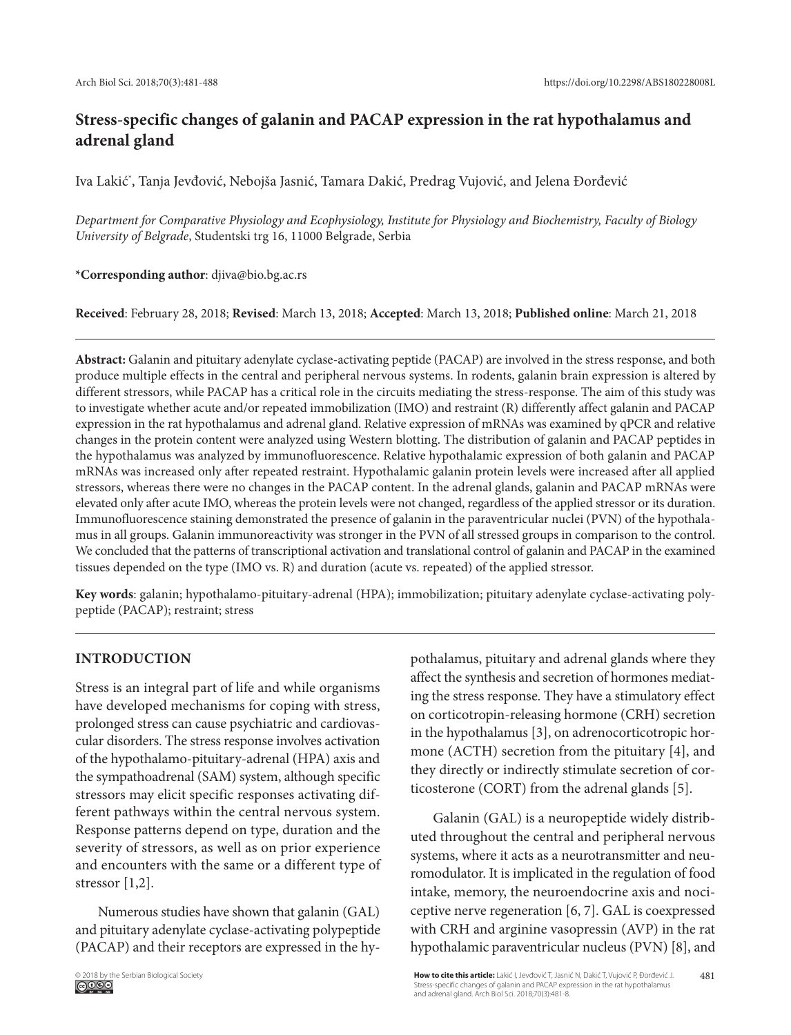# Stress-specific changes of galanin and PACAP expression in the rat hypothalamus and adrenal gland

Iva Lakić*, Tanja Jevđović, Nebojša Jasnić, Tamara Dakić, Predrag Vujović, and Jelena Đorđević

*Department for Comparative Physiology and Ecophysiology, Institute for Physiology and Biochemistry, Faculty of Biology University of Belgrade*, Studentski trg 16, 11000 Belgrade, Serbia

***Corresponding author**: djiva@bio.bg.ac.rs

**Received**: February 28, 2018; **Revised**: March 13, 2018; **Accepted**: March 13, 2018; **Published online**: March 21, 2018

---

**Abstract:** Galanin and pituitary adenylate cyclase-activating peptide (PACAP) are involved in the stress response, and both produce multiple effects in the central and peripheral nervous systems. In rodents, galanin brain expression is altered by different stressors, while PACAP has a critical role in the circuits mediating the stress-response. The aim of this study was to investigate whether acute and/or repeated immobilization (IMO) and restraint (R) differently affect galanin and PACAP expression in the rat hypothalamus and adrenal gland. Relative expression of mRNAs was examined by qPCR and relative changes in the protein content were analyzed using Western blotting. The distribution of galanin and PACAP peptides in the hypothalamus was analyzed by immunofluorescence. Relative hypothalamic expression of both galanin and PACAP mRNAs was increased only after repeated restraint. Hypothalamic galanin protein levels were increased after all applied stressors, whereas there were no changes in the PACAP content. In the adrenal glands, galanin and PACAP mRNAs were elevated only after acute IMO, whereas the protein levels were not changed, regardless of the applied stressor or its duration. Immunofluorescence staining demonstrated the presence of galanin in the paraventricular nuclei (PVN) of the hypothalamus in all groups. Galanin immunoreactivity was stronger in the PVN of all stressed groups in comparison to the control. We concluded that the patterns of transcriptional activation and translational control of galanin and PACAP in the examined tissues depended on the type (IMO vs. R) and duration (acute vs. repeated) of the applied stressor.

**Key words**: galanin; hypothalamo-pituitary-adrenal (HPA); immobilization; pituitary adenylate cyclase-activating polypeptide (PACAP); restraint; stress

---

## INTRODUCTION

Stress is an integral part of life and while organisms have developed mechanisms for coping with stress, prolonged stress can cause psychiatric and cardiovascular disorders. The stress response involves activation of the hypothalamo-pituitary-adrenal (HPA) axis and the sympathoadrenal (SAM) system, although specific stressors may elicit specific responses activating different pathways within the central nervous system. Response patterns depend on type, duration and the severity of stressors, as well as on prior experience and encounters with the same or a different type of stressor [1,2].

Numerous studies have shown that galanin (GAL) and pituitary adenylate cyclase-activating polypeptide (PACAP) and their receptors are expressed in the hypothalamus, pituitary and adrenal glands where they affect the synthesis and secretion of hormones mediating the stress response. They have a stimulatory effect on corticotropin-releasing hormone (CRH) secretion in the hypothalamus [3], on adrenocorticotropic hormone (ACTH) secretion from the pituitary [4], and they directly or indirectly stimulate secretion of corticosterone (CORT) from the adrenal glands [5].

Galanin (GAL) is a neuropeptide widely distributed throughout the central and peripheral nervous systems, where it acts as a neurotransmitter and neuromodulator. It is implicated in the regulation of food intake, memory, the neuroendocrine axis and nociceptive nerve regeneration [6, 7]. GAL is coexpressed with CRH and arginine vasopressin (AVP) in the rat hypothalamic paraventricular nucleus (PVN) [8], and

© 2018 by the Serbian Biological Society

**How to cite this article:** Lakić I, Jevđović T, Jasnić N, Dakić T, Vujović P, Đorđević J. Stress-specific changes of galanin and PACAP expression in the rat hypothalamus and adrenal gland. Arch Biol Sci. 2018;70(3):481-8.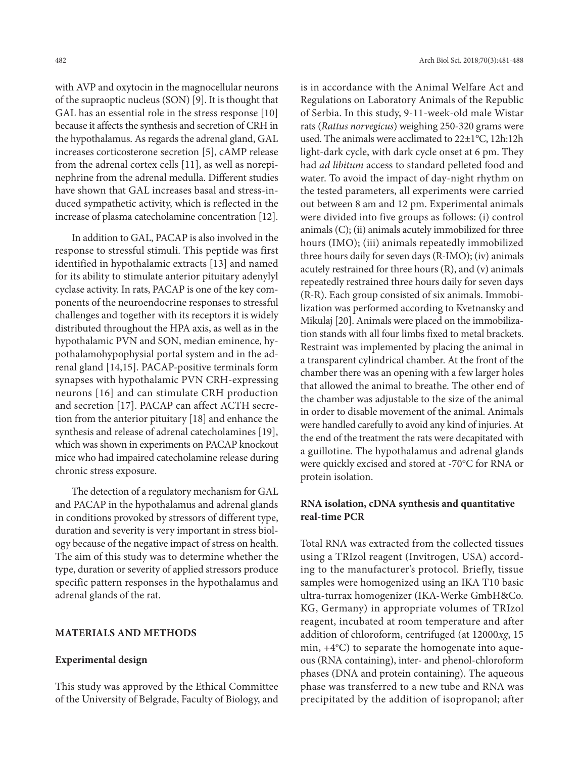with AVP and oxytocin in the magnocellular neurons of the supraoptic nucleus (SON) [9]. It is thought that GAL has an essential role in the stress response [10] because it affects the synthesis and secretion of CRH in the hypothalamus. As regards the adrenal gland, GAL increases corticosterone secretion [5], cAMP release from the adrenal cortex cells [11], as well as norepinephrine from the adrenal medulla. Different studies have shown that GAL increases basal and stress-induced sympathetic activity, which is reflected in the increase of plasma catecholamine concentration [12].

In addition to GAL, PACAP is also involved in the response to stressful stimuli. This peptide was first identified in hypothalamic extracts [13] and named for its ability to stimulate anterior pituitary adenylyl cyclase activity. In rats, PACAP is one of the key components of the neuroendocrine responses to stressful challenges and together with its receptors it is widely distributed throughout the HPA axis, as well as in the hypothalamic PVN and SON, median eminence, hypothalamohypophysial portal system and in the adrenal gland [14,15]. PACAP-positive terminals form synapses with hypothalamic PVN CRH-expressing neurons [16] and can stimulate CRH production and secretion [17]. PACAP can affect ACTH secretion from the anterior pituitary [18] and enhance the synthesis and release of adrenal catecholamines [19], which was shown in experiments on PACAP knockout mice who had impaired catecholamine release during chronic stress exposure.

The detection of a regulatory mechanism for GAL and PACAP in the hypothalamus and adrenal glands in conditions provoked by stressors of different type, duration and severity is very important in stress biology because of the negative impact of stress on health. The aim of this study was to determine whether the type, duration or severity of applied stressors produce specific pattern responses in the hypothalamus and adrenal glands of the rat.

## MATERIALS AND METHODS

### Experimental design

This study was approved by the Ethical Committee of the University of Belgrade, Faculty of Biology, and is in accordance with the Animal Welfare Act and Regulations on Laboratory Animals of the Republic of Serbia. In this study, 9-11-week-old male Wistar rats (*Rattus norvegicus*) weighing 250-320 grams were used. The animals were acclimated to 22±1°C, 12h:12h light-dark cycle, with dark cycle onset at 6 pm. They had *ad libitum* access to standard pelleted food and water. To avoid the impact of day-night rhythm on the tested parameters, all experiments were carried out between 8 am and 12 pm. Experimental animals were divided into five groups as follows: (i) control animals (C); (ii) animals acutely immobilized for three hours (IMO); (iii) animals repeatedly immobilized three hours daily for seven days (R-IMO); (iv) animals acutely restrained for three hours (R), and (v) animals repeatedly restrained three hours daily for seven days (R-R). Each group consisted of six animals. Immobilization was performed according to Kvetnansky and Mikulaj [20]. Animals were placed on the immobilization stands with all four limbs fixed to metal brackets. Restraint was implemented by placing the animal in a transparent cylindrical chamber. At the front of the chamber there was an opening with a few larger holes that allowed the animal to breathe. The other end of the chamber was adjustable to the size of the animal in order to disable movement of the animal. Animals were handled carefully to avoid any kind of injuries. At the end of the treatment the rats were decapitated with a guillotine. The hypothalamus and adrenal glands were quickly excised and stored at -70°C for RNA or protein isolation.

### RNA isolation, cDNA synthesis and quantitative real-time PCR

Total RNA was extracted from the collected tissues using a TRIzol reagent (Invitrogen, USA) according to the manufacturer's protocol. Briefly, tissue samples were homogenized using an IKA T10 basic ultra-turrax homogenizer (IKA-Werke GmbH&Co. KG, Germany) in appropriate volumes of TRIzol reagent, incubated at room temperature and after addition of chloroform, centrifuged (at 12000*xg*, 15 min, +4°C) to separate the homogenate into aqueous (RNA containing), inter- and phenol-chloroform phases (DNA and protein containing). The aqueous phase was transferred to a new tube and RNA was precipitated by the addition of isopropanol; after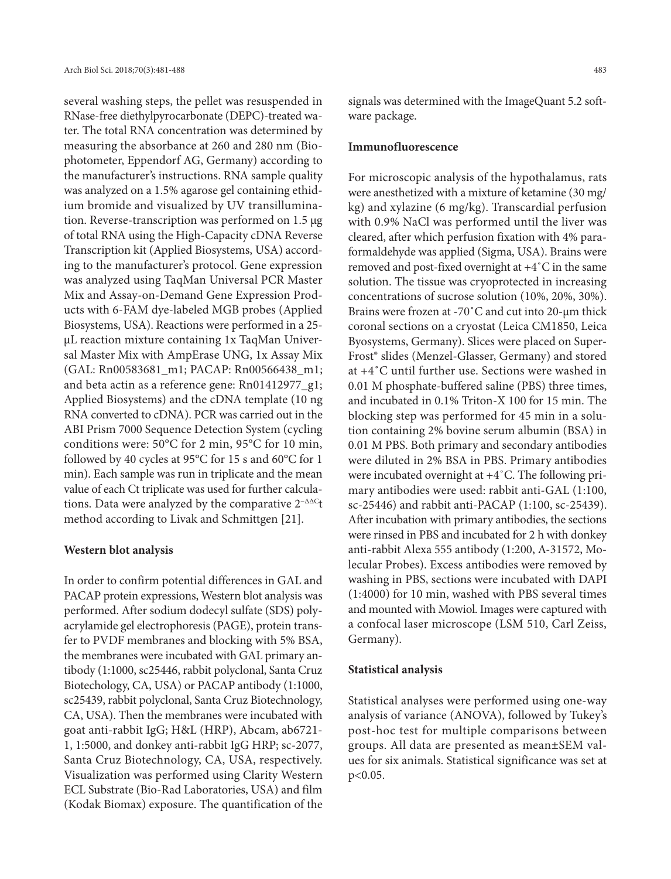several washing steps, the pellet was resuspended in RNase-free diethylpyrocarbonate (DEPC)-treated water. The total RNA concentration was determined by measuring the absorbance at 260 and 280 nm (Biophotometer, Eppendorf AG, Germany) according to the manufacturer's instructions. RNA sample quality was analyzed on a 1.5% agarose gel containing ethidium bromide and visualized by UV transillumination. Reverse-transcription was performed on 1.5 μg of total RNA using the High-Capacity cDNA Reverse Transcription kit (Applied Biosystems, USA) according to the manufacturer's protocol. Gene expression was analyzed using TaqMan Universal PCR Master Mix and Assay-on-Demand Gene Expression Products with 6-FAM dye-labeled MGB probes (Applied Biosystems, USA). Reactions were performed in a 25-μL reaction mixture containing 1x TaqMan Universal Master Mix with AmpErase UNG, 1x Assay Mix (GAL: Rn00583681_m1; PACAP: Rn00566438_m1; and beta actin as a reference gene: Rn01412977_g1; Applied Biosystems) and the cDNA template (10 ng RNA converted to cDNA). PCR was carried out in the ABI Prism 7000 Sequence Detection System (cycling conditions were: 50°C for 2 min, 95°C for 10 min, followed by 40 cycles at 95°C for 15 s and 60°C for 1 min). Each sample was run in triplicate and the mean value of each Ct triplicate was used for further calculations. Data were analyzed by the comparative $2^{-\Delta\Delta C}$t method according to Livak and Schmittgen [21].

### Western blot analysis

In order to confirm potential differences in GAL and PACAP protein expressions, Western blot analysis was performed. After sodium dodecyl sulfate (SDS) polyacrylamide gel electrophoresis (PAGE), protein transfer to PVDF membranes and blocking with 5% BSA, the membranes were incubated with GAL primary antibody (1:1000, sc25446, rabbit polyclonal, Santa Cruz Biotechology, CA, USA) or PACAP antibody (1:1000, sc25439, rabbit polyclonal, Santa Cruz Biotechnology, CA, USA). Then the membranes were incubated with goat anti-rabbit IgG; H&L (HRP), Abcam, ab6721-1, 1:5000, and donkey anti-rabbit IgG HRP; sc-2077, Santa Cruz Biotechnology, CA, USA, respectively. Visualization was performed using Clarity Western ECL Substrate (Bio-Rad Laboratories, USA) and film (Kodak Biomax) exposure. The quantification of the signals was determined with the ImageQuant 5.2 software package.

### Immunofluorescence

For microscopic analysis of the hypothalamus, rats were anesthetized with a mixture of ketamine (30 mg/kg) and xylazine (6 mg/kg). Transcardial perfusion with 0.9% NaCl was performed until the liver was cleared, after which perfusion fixation with 4% paraformaldehyde was applied (Sigma, USA). Brains were removed and post-fixed overnight at +4˚C in the same solution. The tissue was cryoprotected in increasing concentrations of sucrose solution (10%, 20%, 30%). Brains were frozen at -70˚C and cut into 20-μm thick coronal sections on a cryostat (Leica CM1850, Leica Byosystems, Germany). Slices were placed on SuperFrost® slides (Menzel-Glasser, Germany) and stored at +4˚C until further use. Sections were washed in 0.01 M phosphate-buffered saline (PBS) three times, and incubated in 0.1% Triton-X 100 for 15 min. The blocking step was performed for 45 min in a solution containing 2% bovine serum albumin (BSA) in 0.01 M PBS. Both primary and secondary antibodies were diluted in 2% BSA in PBS. Primary antibodies were incubated overnight at +4˚C. The following primary antibodies were used: rabbit anti-GAL (1:100, sc-25446) and rabbit anti-PACAP (1:100, sc-25439). After incubation with primary antibodies, the sections were rinsed in PBS and incubated for 2 h with donkey anti-rabbit Alexa 555 antibody (1:200, A-31572, Molecular Probes). Excess antibodies were removed by washing in PBS, sections were incubated with DAPI (1:4000) for 10 min, washed with PBS several times and mounted with Mowiol. Images were captured with a confocal laser microscope (LSM 510, Carl Zeiss, Germany).

### Statistical analysis

Statistical analyses were performed using one-way analysis of variance (ANOVA), followed by Tukey's post-hoc test for multiple comparisons between groups. All data are presented as mean±SEM values for six animals. Statistical significance was set at $p<0.05$.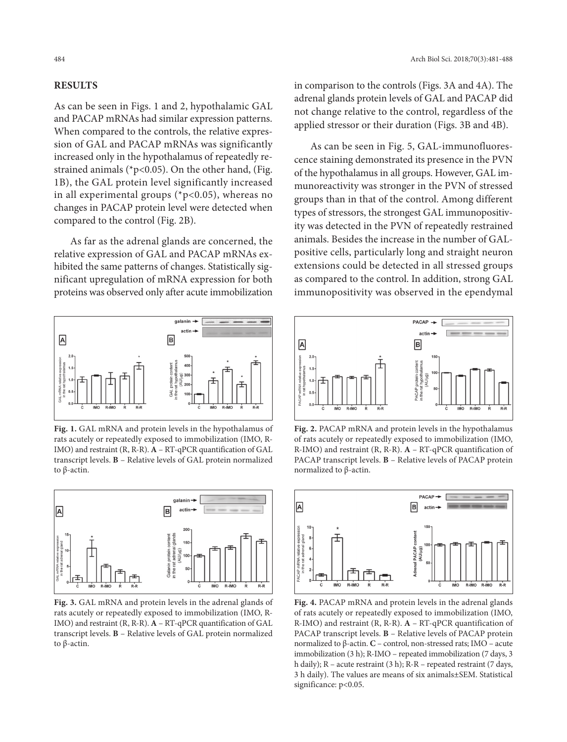## RESULTS

As can be seen in Figs. 1 and 2, hypothalamic GAL and PACAP mRNAs had similar expression patterns. When compared to the controls, the relative expression of GAL and PACAP mRNAs was significantly increased only in the hypothalamus of repeatedly restrained animals (* $p<0.05$). On the other hand, (Fig. 1B), the GAL protein level significantly increased in all experimental groups (* $p<0.05$), whereas no changes in PACAP protein level were detected when compared to the control (Fig. 2B).

As far as the adrenal glands are concerned, the relative expression of GAL and PACAP mRNAs exhibited the same patterns of changes. Statistically significant upregulation of mRNA expression for both proteins was observed only after acute immobilization in comparison to the controls (Figs. 3A and 4A). The adrenal glands protein levels of GAL and PACAP did not change relative to the control, regardless of the applied stressor or their duration (Figs. 3B and 4B).

As can be seen in Fig. 5, GAL-immunofluorescence staining demonstrated its presence in the PVN of the hypothalamus in all groups. However, GAL immunoreactivity was stronger in the PVN of stressed groups than in that of the control. Among different types of stressors, the strongest GAL immunopositivity was detected in the PVN of repeatedly restrained animals. Besides the increase in the number of GAL-positive cells, particularly long and straight neuron extensions could be detected in all stressed groups as compared to the control. In addition, strong GAL immunopositivity was observed in the ependymal

**Fig. 1.** GAL mRNA and protein levels in the hypothalamus of rats acutely or repeatedly exposed to immobilization (IMO, R-IMO) and restraint (R, R-R). **A** – RT-qPCR quantification of GAL transcript levels. **B** – Relative levels of GAL protein normalized to β-actin.

**Fig. 2.** PACAP mRNA and protein levels in the hypothalamus of rats acutely or repeatedly exposed to immobilization (IMO, R-IMO) and restraint (R, R-R). **A** – RT-qPCR quantification of PACAP transcript levels. **B** – Relative levels of PACAP protein normalized to β-actin.

**Fig. 3.** GAL mRNA and protein levels in the adrenal glands of rats acutely or repeatedly exposed to immobilization (IMO, R-IMO) and restraint (R, R-R). **A** – RT-qPCR quantification of GAL transcript levels. **B** – Relative levels of GAL protein normalized to β-actin.

**Fig. 4.** PACAP mRNA and protein levels in the adrenal glands of rats acutely or repeatedly exposed to immobilization (IMO, R-IMO) and restraint (R, R-R). **A** – RT-qPCR quantification of PACAP transcript levels. **B** – Relative levels of PACAP protein normalized to β-actin. **C** – control, non-stressed rats; IMO – acute immobilization (3 h); R-IMO – repeated immobilization (7 days, 3 h daily); R – acute restraint (3 h); R-R – repeated restraint (7 days, 3 h daily). The values are means of six animals±SEM. Statistical significance: $p<0.05$.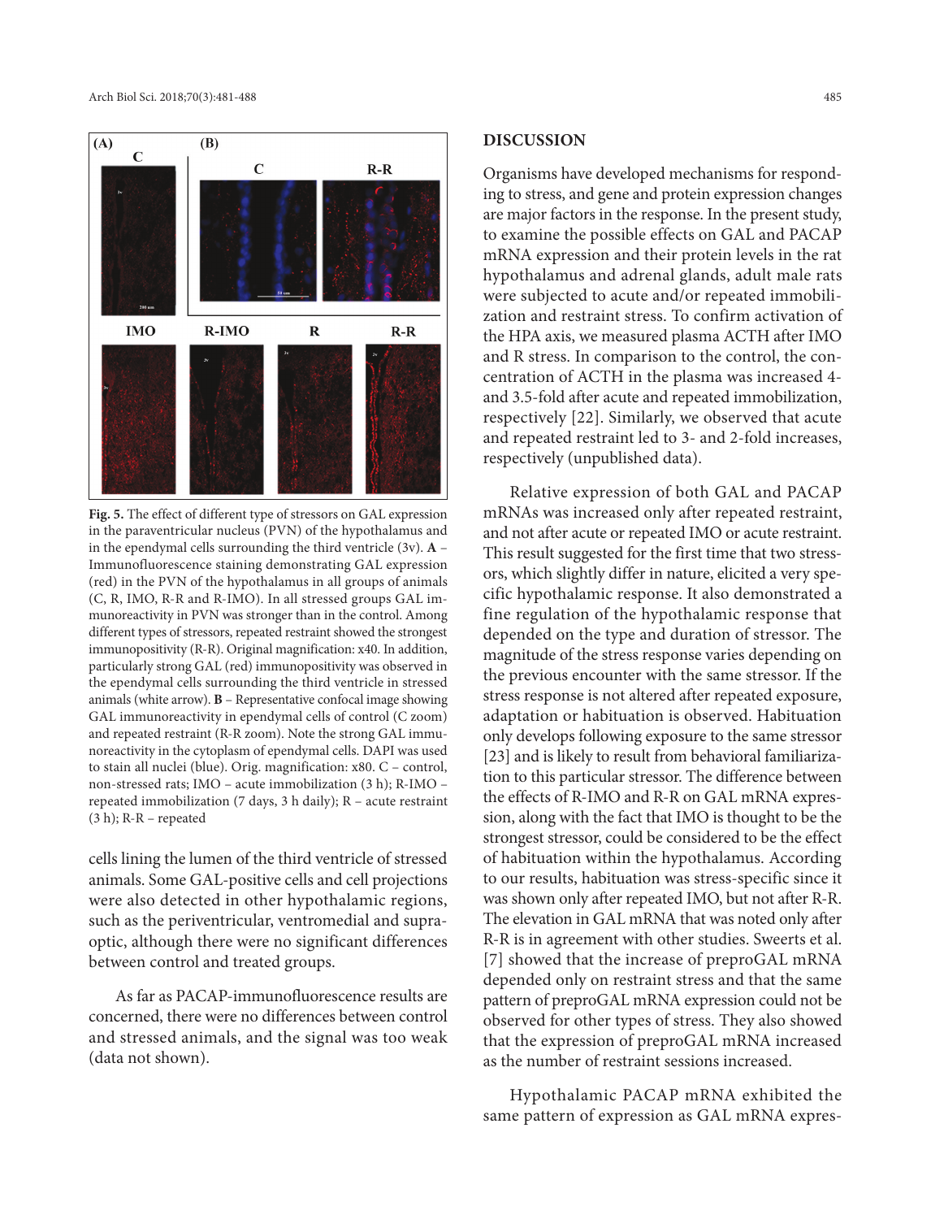Fig. 5. The effect of different type of stressors on GAL expression in the paraventricular nucleus (PVN) of the hypothalamus and in the ependymal cells surrounding the third ventricle (3v). **A** – Immunofluorescence staining demonstrating GAL expression (red) in the PVN of the hypothalamus in all groups of animals (C, R, IMO, R-R and R-IMO). In all stressed groups GAL immunoreactivity in PVN was stronger than in the control. Among different types of stressors, repeated restraint showed the strongest immunopositivity (R-R). Original magnification: x40. In addition, particularly strong GAL (red) immunopositivity was observed in the ependymal cells surrounding the third ventricle in stressed animals (white arrow). **B** – Representative confocal image showing GAL immunoreactivity in ependymal cells of control (C zoom) and repeated restraint (R-R zoom). Note the strong GAL immunoreactivity in the cytoplasm of ependymal cells. DAPI was used to stain all nuclei (blue). Orig. magnification: x80. C – control, non-stressed rats; IMO – acute immobilization (3 h); R-IMO – repeated immobilization (7 days, 3 h daily); R – acute restraint (3 h); R-R – repeated

cells lining the lumen of the third ventricle of stressed animals. Some GAL-positive cells and cell projections were also detected in other hypothalamic regions, such as the periventricular, ventromedial and supraoptic, although there were no significant differences between control and treated groups.

As far as PACAP-immunofluorescence results are concerned, there were no differences between control and stressed animals, and the signal was too weak (data not shown).

## DISCUSSION

Organisms have developed mechanisms for responding to stress, and gene and protein expression changes are major factors in the response. In the present study, to examine the possible effects on GAL and PACAP mRNA expression and their protein levels in the rat hypothalamus and adrenal glands, adult male rats were subjected to acute and/or repeated immobilization and restraint stress. To confirm activation of the HPA axis, we measured plasma ACTH after IMO and R stress. In comparison to the control, the concentration of ACTH in the plasma was increased 4- and 3.5-fold after acute and repeated immobilization, respectively [22]. Similarly, we observed that acute and repeated restraint led to 3- and 2-fold increases, respectively (unpublished data).

Relative expression of both GAL and PACAP mRNAs was increased only after repeated restraint, and not after acute or repeated IMO or acute restraint. This result suggested for the first time that two stressors, which slightly differ in nature, elicited a very specific hypothalamic response. It also demonstrated a fine regulation of the hypothalamic response that depended on the type and duration of stressor. The magnitude of the stress response varies depending on the previous encounter with the same stressor. If the stress response is not altered after repeated exposure, adaptation or habituation is observed. Habituation only develops following exposure to the same stressor [23] and is likely to result from behavioral familiarization to this particular stressor. The difference between the effects of R-IMO and R-R on GAL mRNA expression, along with the fact that IMO is thought to be the strongest stressor, could be considered to be the effect of habituation within the hypothalamus. According to our results, habituation was stress-specific since it was shown only after repeated IMO, but not after R-R. The elevation in GAL mRNA that was noted only after R-R is in agreement with other studies. Sweerts et al. [7] showed that the increase of preproGAL mRNA depended only on restraint stress and that the same pattern of preproGAL mRNA expression could not be observed for other types of stress. They also showed that the expression of preproGAL mRNA increased as the number of restraint sessions increased.

Hypothalamic PACAP mRNA exhibited the same pattern of expression as GAL mRNA expres-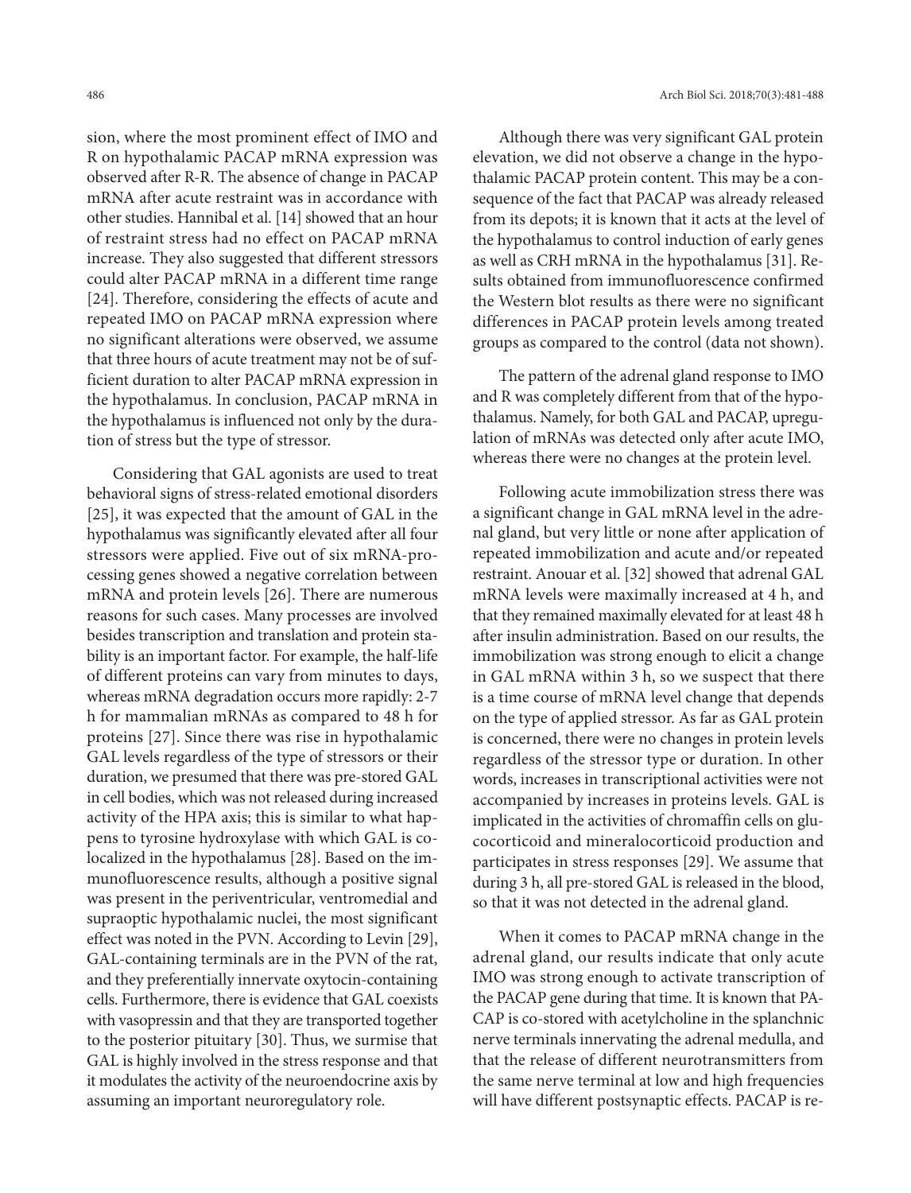sion, where the most prominent effect of IMO and R on hypothalamic PACAP mRNA expression was observed after R-R. The absence of change in PACAP mRNA after acute restraint was in accordance with other studies. Hannibal et al. [14] showed that an hour of restraint stress had no effect on PACAP mRNA increase. They also suggested that different stressors could alter PACAP mRNA in a different time range [24]. Therefore, considering the effects of acute and repeated IMO on PACAP mRNA expression where no significant alterations were observed, we assume that three hours of acute treatment may not be of sufficient duration to alter PACAP mRNA expression in the hypothalamus. In conclusion, PACAP mRNA in the hypothalamus is influenced not only by the duration of stress but the type of stressor.

Considering that GAL agonists are used to treat behavioral signs of stress-related emotional disorders [25], it was expected that the amount of GAL in the hypothalamus was significantly elevated after all four stressors were applied. Five out of six mRNA-processing genes showed a negative correlation between mRNA and protein levels [26]. There are numerous reasons for such cases. Many processes are involved besides transcription and translation and protein stability is an important factor. For example, the half-life of different proteins can vary from minutes to days, whereas mRNA degradation occurs more rapidly: 2-7 h for mammalian mRNAs as compared to 48 h for proteins [27]. Since there was rise in hypothalamic GAL levels regardless of the type of stressors or their duration, we presumed that there was pre-stored GAL in cell bodies, which was not released during increased activity of the HPA axis; this is similar to what happens to tyrosine hydroxylase with which GAL is colocalized in the hypothalamus [28]. Based on the immunofluorescence results, although a positive signal was present in the periventricular, ventromedial and supraoptic hypothalamic nuclei, the most significant effect was noted in the PVN. According to Levin [29], GAL-containing terminals are in the PVN of the rat, and they preferentially innervate oxytocin-containing cells. Furthermore, there is evidence that GAL coexists with vasopressin and that they are transported together to the posterior pituitary [30]. Thus, we surmise that GAL is highly involved in the stress response and that it modulates the activity of the neuroendocrine axis by assuming an important neuroregulatory role.

Although there was very significant GAL protein elevation, we did not observe a change in the hypothalamic PACAP protein content. This may be a consequence of the fact that PACAP was already released from its depots; it is known that it acts at the level of the hypothalamus to control induction of early genes as well as CRH mRNA in the hypothalamus [31]. Results obtained from immunofluorescence confirmed the Western blot results as there were no significant differences in PACAP protein levels among treated groups as compared to the control (data not shown).

The pattern of the adrenal gland response to IMO and R was completely different from that of the hypothalamus. Namely, for both GAL and PACAP, upregulation of mRNAs was detected only after acute IMO, whereas there were no changes at the protein level.

Following acute immobilization stress there was a significant change in GAL mRNA level in the adrenal gland, but very little or none after application of repeated immobilization and acute and/or repeated restraint. Anouar et al. [32] showed that adrenal GAL mRNA levels were maximally increased at 4 h, and that they remained maximally elevated for at least 48 h after insulin administration. Based on our results, the immobilization was strong enough to elicit a change in GAL mRNA within 3 h, so we suspect that there is a time course of mRNA level change that depends on the type of applied stressor. As far as GAL protein is concerned, there were no changes in protein levels regardless of the stressor type or duration. In other words, increases in transcriptional activities were not accompanied by increases in proteins levels. GAL is implicated in the activities of chromaffin cells on glucocorticoid and mineralocorticoid production and participates in stress responses [29]. We assume that during 3 h, all pre-stored GAL is released in the blood, so that it was not detected in the adrenal gland.

When it comes to PACAP mRNA change in the adrenal gland, our results indicate that only acute IMO was strong enough to activate transcription of the PACAP gene during that time. It is known that PACAP is co-stored with acetylcholine in the splanchnic nerve terminals innervating the adrenal medulla, and that the release of different neurotransmitters from the same nerve terminal at low and high frequencies will have different postsynaptic effects. PACAP is re-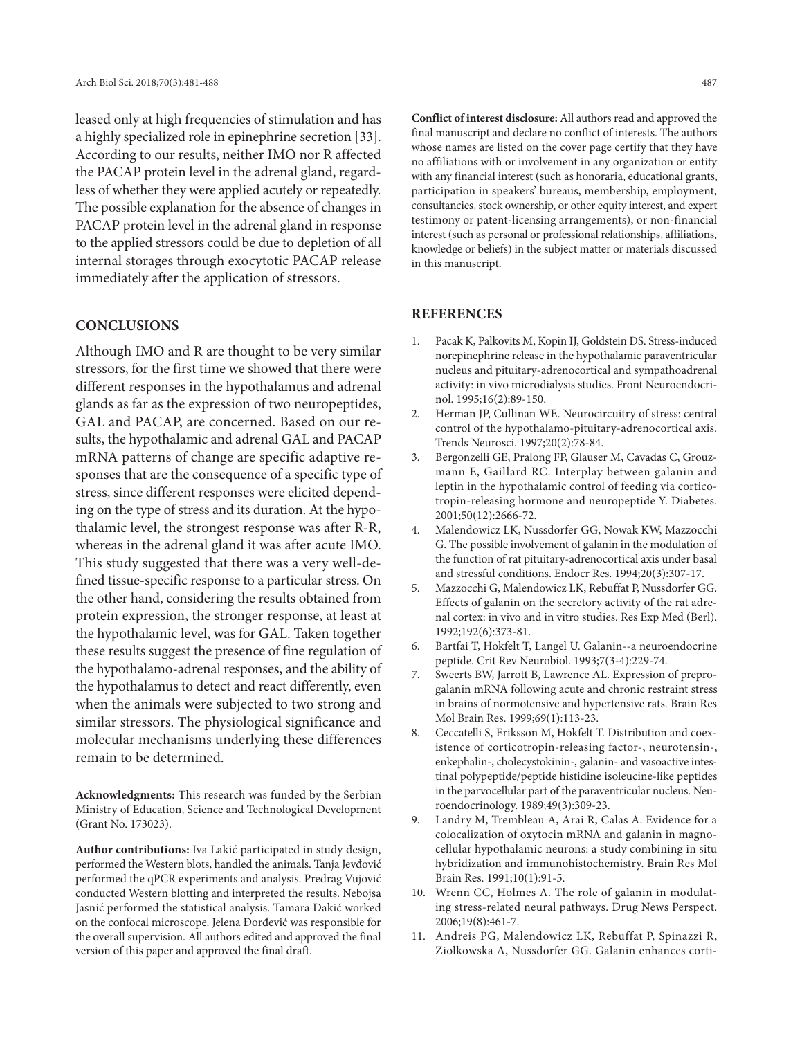leased only at high frequencies of stimulation and has a highly specialized role in epinephrine secretion [33]. According to our results, neither IMO nor R affected the PACAP protein level in the adrenal gland, regardless of whether they were applied acutely or repeatedly. The possible explanation for the absence of changes in PACAP protein level in the adrenal gland in response to the applied stressors could be due to depletion of all internal storages through exocytotic PACAP release immediately after the application of stressors.

## CONCLUSIONS

Although IMO and R are thought to be very similar stressors, for the first time we showed that there were different responses in the hypothalamus and adrenal glands as far as the expression of two neuropeptides, GAL and PACAP, are concerned. Based on our results, the hypothalamic and adrenal GAL and PACAP mRNA patterns of change are specific adaptive responses that are the consequence of a specific type of stress, since different responses were elicited depending on the type of stress and its duration. At the hypothalamic level, the strongest response was after R-R, whereas in the adrenal gland it was after acute IMO. This study suggested that there was a very well-defined tissue-specific response to a particular stress. On the other hand, considering the results obtained from protein expression, the stronger response, at least at the hypothalamic level, was for GAL. Taken together these results suggest the presence of fine regulation of the hypothalamo-adrenal responses, and the ability of the hypothalamus to detect and react differently, even when the animals were subjected to two strong and similar stressors. The physiological significance and molecular mechanisms underlying these differences remain to be determined.

**Acknowledgments:** This research was funded by the Serbian Ministry of Education, Science and Technological Development (Grant No. 173023).

**Author contributions:** Iva Lakić participated in study design, performed the Western blots, handled the animals. Tanja Jevđović performed the qPCR experiments and analysis. Predrag Vujović conducted Western blotting and interpreted the results. Nebojsa Jasnić performed the statistical analysis. Tamara Dakić worked on the confocal microscope. Jelena Đorđević was responsible for the overall supervision. All authors edited and approved the final version of this paper and approved the final draft.

**Conflict of interest disclosure:** All authors read and approved the final manuscript and declare no conflict of interests. The authors whose names are listed on the cover page certify that they have no affiliations with or involvement in any organization or entity with any financial interest (such as honoraria, educational grants, participation in speakers' bureaus, membership, employment, consultancies, stock ownership, or other equity interest, and expert testimony or patent-licensing arrangements), or non-financial interest (such as personal or professional relationships, affiliations, knowledge or beliefs) in the subject matter or materials discussed in this manuscript.

## REFERENCES

1. Pacak K, Palkovits M, Kopin IJ, Goldstein DS. Stress-induced norepinephrine release in the hypothalamic paraventricular nucleus and pituitary-adrenocortical and sympathoadrenal activity: in vivo microdialysis studies. Front Neuroendocrinol. 1995;16(2):89-150.
2. Herman JP, Cullinan WE. Neurocircuitry of stress: central control of the hypothalamo-pituitary-adrenocortical axis. Trends Neurosci. 1997;20(2):78-84.
3. Bergonzelli GE, Pralong FP, Glauser M, Cavadas C, Grouzmann E, Gaillard RC. Interplay between galanin and leptin in the hypothalamic control of feeding via corticotropin-releasing hormone and neuropeptide Y. Diabetes. 2001;50(12):2666-72.
4. Malendowicz LK, Nussdorfer GG, Nowak KW, Mazzocchi G. The possible involvement of galanin in the modulation of the function of rat pituitary-adrenocortical axis under basal and stressful conditions. Endocr Res. 1994;20(3):307-17.
5. Mazzocchi G, Malendowicz LK, Rebuffat P, Nussdorfer GG. Effects of galanin on the secretory activity of the rat adrenal cortex: in vivo and in vitro studies. Res Exp Med (Berl). 1992;192(6):373-81.
6. Bartfai T, Hokfelt T, Langel U. Galanin--a neuroendocrine peptide. Crit Rev Neurobiol. 1993;7(3-4):229-74.
7. Sweerts BW, Jarrott B, Lawrence AL. Expression of preprogalanin mRNA following acute and chronic restraint stress in brains of normotensive and hypertensive rats. Brain Res Mol Brain Res. 1999;69(1):113-23.
8. Ceccatelli S, Eriksson M, Hokfelt T. Distribution and coexistence of corticotropin-releasing factor-, neurotensin-, enkephalin-, cholecystokinin-, galanin- and vasoactive intestinal polypeptide/peptide histidine isoleucine-like peptides in the parvocellular part of the paraventricular nucleus. Neuroendocrinology. 1989;49(3):309-23.
9. Landry M, Trembleau A, Arai R, Calas A. Evidence for a colocalization of oxytocin mRNA and galanin in magnocellular hypothalamic neurons: a study combining in situ hybridization and immunohistochemistry. Brain Res Mol Brain Res. 1991;10(1):91-5.
10. Wrenn CC, Holmes A. The role of galanin in modulating stress-related neural pathways. Drug News Perspect. 2006;19(8):461-7.
11. Andreis PG, Malendowicz LK, Rebuffat P, Spinazzi R, Ziolkowska A, Nussdorfer GG. Galanin enhances corti-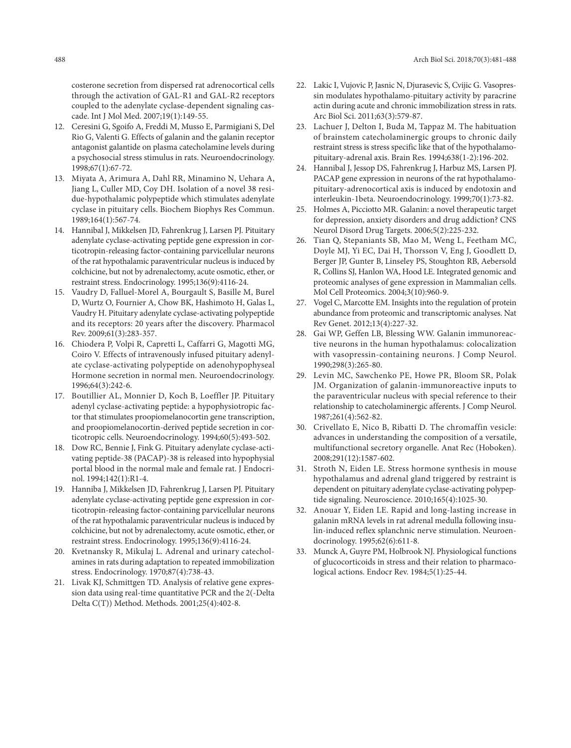costerone secretion from dispersed rat adrenocortical cells through the activation of GAL-R1 and GAL-R2 receptors coupled to the adenylate cyclase-dependent signaling cascade. Int J Mol Med. 2007;19(1):149-55.

12. Ceresini G, Sgoifo A, Freddi M, Musso E, Parmigiani S, Del Rio G, Valenti G. Effects of galanin and the galanin receptor antagonist galantide on plasma catecholamine levels during a psychosocial stress stimulus in rats. Neuroendocrinology. 1998;67(1):67-72.
13. Miyata A, Arimura A, Dahl RR, Minamino N, Uehara A, Jiang L, Culler MD, Coy DH. Isolation of a novel 38 residue-hypothalamic polypeptide which stimulates adenylate cyclase in pituitary cells. Biochem Biophys Res Commun. 1989;164(1):567-74.
14. Hannibal J, Mikkelsen JD, Fahrenkrug J, Larsen PJ. Pituitary adenylate cyclase-activating peptide gene expression in corticotropin-releasing factor-containing parvicellular neurons of the rat hypothalamic paraventricular nucleus is induced by colchicine, but not by adrenalectomy, acute osmotic, ether, or restraint stress. Endocrinology. 1995;136(9):4116-24.
15. Vaudry D, Falluel-Morel A, Bourgault S, Basille M, Burel D, Wurtz O, Fournier A, Chow BK, Hashimoto H, Galas L, Vaudry H. Pituitary adenylate cyclase-activating polypeptide and its receptors: 20 years after the discovery. Pharmacol Rev. 2009;61(3):283-357.
16. Chiodera P, Volpi R, Capretti L, Caffarri G, Magotti MG, Coiro V. Effects of intravenously infused pituitary adenylate cyclase-activating polypeptide on adenohypophyseal Hormone secretion in normal men. Neuroendocrinology. 1996;64(3):242-6.
17. Boutillier AL, Monnier D, Koch B, Loeffler JP. Pituitary adenyl cyclase-activating peptide: a hypophysiotropic factor that stimulates proopiomelanocortin gene transcription, and proopiomelanocortin-derived peptide secretion in corticotropic cells. Neuroendocrinology. 1994;60(5):493-502.
18. Dow RC, Bennie J, Fink G. Pituitary adenylate cyclase-activating peptide-38 (PACAP)-38 is released into hypophysial portal blood in the normal male and female rat. J Endocrinol. 1994;142(1):R1-4.
19. Hanniba J, Mikkelsen JD, Fahrenkrug J, Larsen PJ. Pituitary adenylate cyclase-activating peptide gene expression in corticotropin-releasing factor-containing parvicellular neurons of the rat hypothalamic paraventricular nucleus is induced by colchicine, but not by adrenalectomy, acute osmotic, ether, or restraint stress. Endocrinology. 1995;136(9):4116-24.
20. Kvetnansky R, Mikulaj L. Adrenal and urinary catecholamines in rats during adaptation to repeated immobilization stress. Endocrinology. 1970;87(4):738-43.
21. Livak KJ, Schmittgen TD. Analysis of relative gene expression data using real-time quantitative PCR and the 2(-Delta Delta C(T)) Method. Methods. 2001;25(4):402-8.
22. Lakic I, Vujovic P, Jasnic N, Djurasevic S, Cvijic G. Vasopressin modulates hypothalamo-pituitary activity by paracrine actin during acute and chronic immobilization stress in rats. Arc Biol Sci. 2011;63(3):579-87.
23. Lachuer J, Delton I, Buda M, Tappaz M. The habituation of brainstem catecholaminergic groups to chronic daily restraint stress is stress specific like that of the hypothalamo-pituitary-adrenal axis. Brain Res. 1994;638(1-2):196-202.
24. Hannibal J, Jessop DS, Fahrenkrug J, Harbuz MS, Larsen PJ. PACAP gene expression in neurons of the rat hypothalamo-pituitary-adrenocortical axis is induced by endotoxin and interleukin-1beta. Neuroendocrinology. 1999;70(1):73-82.
25. Holmes A, Picciotto MR. Galanin: a novel therapeutic target for depression, anxiety disorders and drug addiction? CNS Neurol Disord Drug Targets. 2006;5(2):225-232.
26. Tian Q, Stepaniants SB, Mao M, Weng L, Feetham MC, Doyle MJ, Yi EC, Dai H, Thorsson V, Eng J, Goodlett D, Berger JP, Gunter B, Linseley PS, Stoughton RB, Aebersold R, Collins SJ, Hanlon WA, Hood LE. Integrated genomic and proteomic analyses of gene expression in Mammalian cells. Mol Cell Proteomics. 2004;3(10):960-9.
27. Vogel C, Marcotte EM. Insights into the regulation of protein abundance from proteomic and transcriptomic analyses. Nat Rev Genet. 2012;13(4):227-32.
28. Gai WP, Geffen LB, Blessing WW. Galanin immunoreactive neurons in the human hypothalamus: colocalization with vasopressin-containing neurons. J Comp Neurol. 1990;298(3):265-80.
29. Levin MC, Sawchenko PE, Howe PR, Bloom SR, Polak JM. Organization of galanin-immunoreactive inputs to the paraventricular nucleus with special reference to their relationship to catecholaminergic afferents. J Comp Neurol. 1987;261(4):562-82.
30. Crivellato E, Nico B, Ribatti D. The chromaffin vesicle: advances in understanding the composition of a versatile, multifunctional secretory organelle. Anat Rec (Hoboken). 2008;291(12):1587-602.
31. Stroth N, Eiden LE. Stress hormone synthesis in mouse hypothalamus and adrenal gland triggered by restraint is dependent on pituitary adenylate cyclase-activating polypeptide signaling. Neuroscience. 2010;165(4):1025-30.
32. Anouar Y, Eiden LE. Rapid and long-lasting increase in galanin mRNA levels in rat adrenal medulla following insulin-induced reflex splanchnic nerve stimulation. Neuroendocrinology. 1995;62(6):611-8.
33. Munck A, Guyre PM, Holbrook NJ. Physiological functions of glucocorticoids in stress and their relation to pharmacological actions. Endocr Rev. 1984;5(1):25-44.